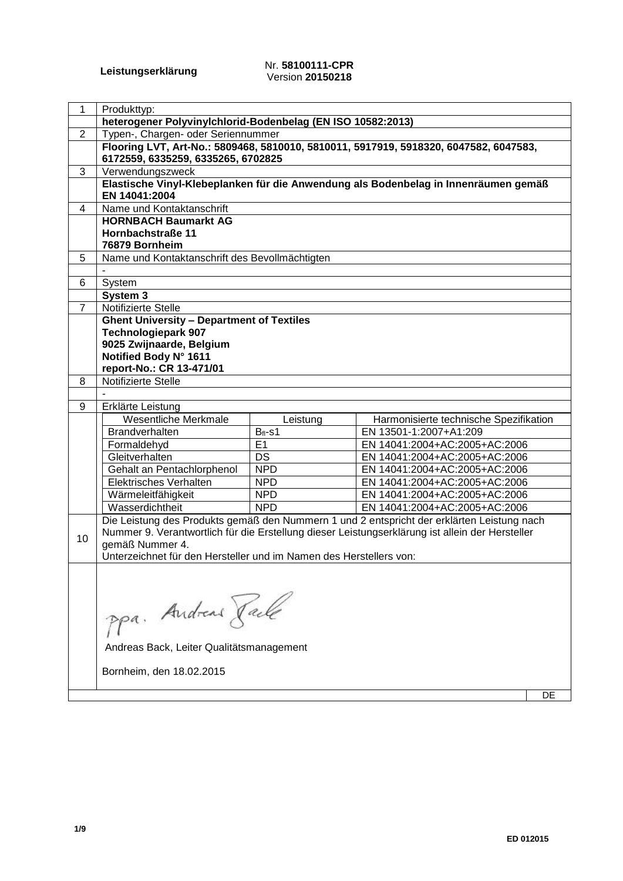**Leistungserklärung**

Nr. **58100111-CPR**
Version **20150218**

| | |
|---|---|
| 1 | Produkttyp: |
| | **heterogener Polyvinylchlorid-Bodenbelag (EN ISO 10582:2013)** |
| 2 | Typen-, Chargen- oder Seriennummer |
| | **Flooring LVT, Art-No.: 5809468, 5810010, 5810011, 5917919, 5918320, 6047582, 6047583, 6172559, 6335259, 6335265, 6702825** |
| 3 | Verwendungszweck |
| | **Elastische Vinyl-Klebeplanken für die Anwendung als Bodenbelag in Innenräumen gemäß EN 14041:2004** |
| 4 | Name und Kontaktanschrift |
| | **HORNBACH Baumarkt AG**<br>**Hornbachstraße 11**<br>**76879 Bornheim** |
| 5 | Name und Kontaktanschrift des Bevollmächtigten |
| | - |
| 6 | System |
| | **System 3** |
| 7 | Notifizierte Stelle |
| | **Ghent University – Department of Textiles**<br>**Technologiepark 907**<br>**9025 Zwijnaarde, Belgium**<br>**Notified Body N° 1611**<br>**report-No.: CR 13-471/01** |
| 8 | Notifizierte Stelle |
| | - |
| 9 | Erklärte Leistung |

| Wesentliche Merkmale | Leistung | Harmonisierte technische Spezifikation |
|---|---|---|
| Brandverhalten | $B_{fl}$-s1 | EN 13501-1:2007+A1:209 |
| Formaldehyd | E1 | EN 14041:2004+AC:2005+AC:2006 |
| Gleitverhalten | DS | EN 14041:2004+AC:2005+AC:2006 |
| Gehalt an Pentachlorphenol | NPD | EN 14041:2004+AC:2005+AC:2006 |
| Elektrisches Verhalten | NPD | EN 14041:2004+AC:2005+AC:2006 |
| Wärmeleitfähigkeit | NPD | EN 14041:2004+AC:2005+AC:2006 |
| Wasserdichtheit | NPD | EN 14041:2004+AC:2005+AC:2006 |

10 Die Leistung des Produkts gemäß den Nummern 1 und 2 entspricht der erklärten Leistung nach Nummer 9. Verantwortlich für die Erstellung dieser Leistungserklärung ist allein der Hersteller gemäß Nummer 4.
Unterzeichnet für den Hersteller und im Namen des Herstellers von:

ppa. Andreas Back

Andreas Back, Leiter Qualitätsmanagement

Bornheim, den 18.02.2015

DE

ED 012015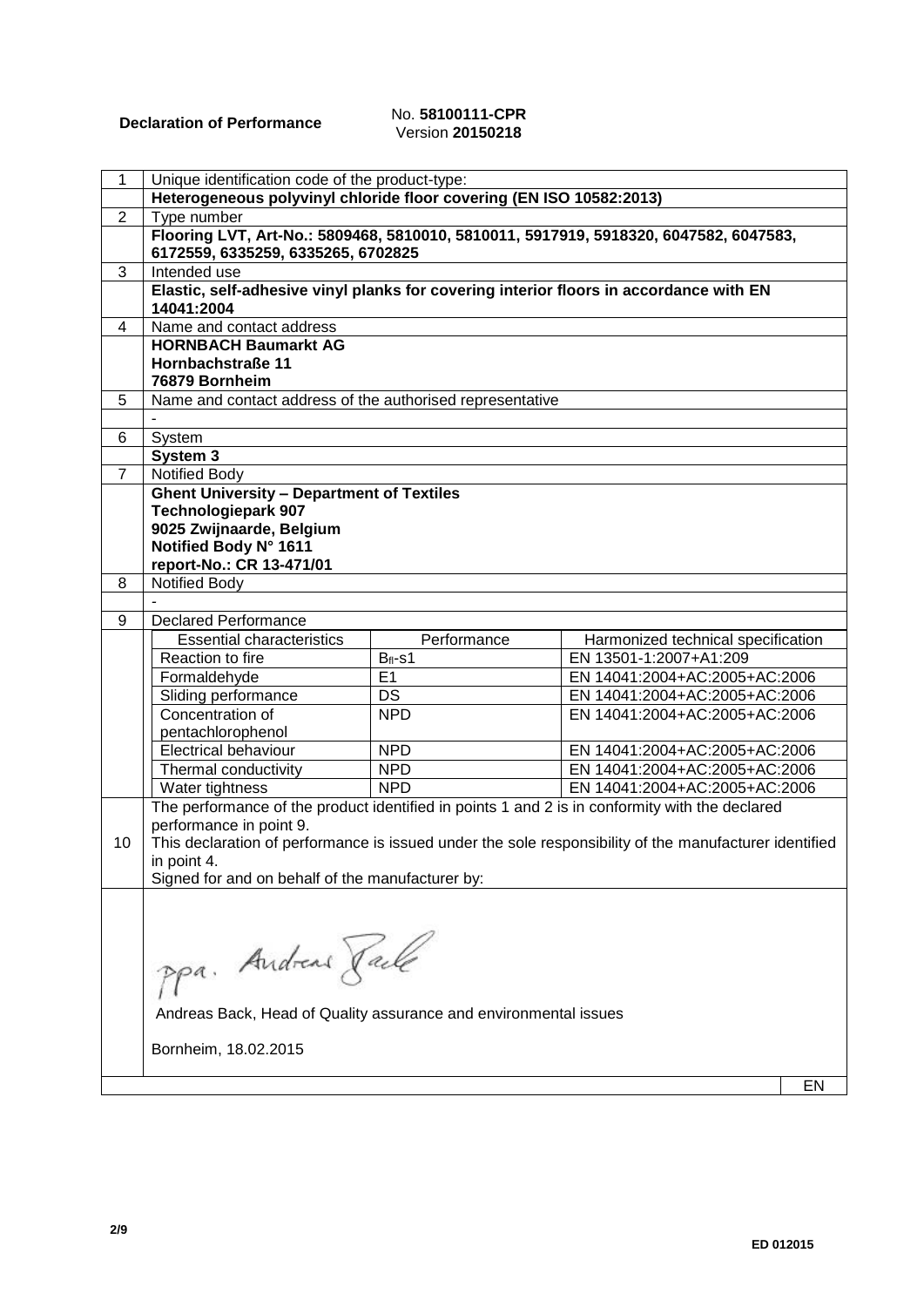**Declaration of Performance** No. **58100111-CPR**
Version **20150218**

| 1 | Unique identification code of the product-type: |
|---|---|
| | **Heterogeneous polyvinyl chloride floor covering (EN ISO 10582:2013)** |
| 2 | Type number |
| | **Flooring LVT, Art-No.: 5809468, 5810010, 5810011, 5917919, 5918320, 6047582, 6047583, 6172559, 6335259, 6335265, 6702825** |
| 3 | Intended use |
| | **Elastic, self-adhesive vinyl planks for covering interior floors in accordance with EN 14041:2004** |
| 4 | Name and contact address |
| | **HORNBACH Baumarkt AG**<br>**Hornbachstraße 11**<br>**76879 Bornheim** |
| 5 | Name and contact address of the authorised representative |
| | - |
| 6 | System |
| | **System 3** |
| 7 | Notified Body |
| | **Ghent University – Department of Textiles**<br>**Technologiepark 907**<br>**9025 Zwijnaarde, Belgium**<br>**Notified Body N° 1611**<br>**report-No.: CR 13-471/01** |
| 8 | Notified Body |
| | - |
| 9 | Declared Performance |

| Essential characteristics | Performance | Harmonized technical specification |
|---|---|---|
| Reaction to fire | $B_{fl}$-s1 | EN 13501-1:2007+A1:209 |
| Formaldehyde | E1 | EN 14041:2004+AC:2005+AC:2006 |
| Sliding performance | DS | EN 14041:2004+AC:2005+AC:2006 |
| Concentration of pentachlorophenol | NPD | EN 14041:2004+AC:2005+AC:2006 |
| Electrical behaviour | NPD | EN 14041:2004+AC:2005+AC:2006 |
| Thermal conductivity | NPD | EN 14041:2004+AC:2005+AC:2006 |
| Water tightness | NPD | EN 14041:2004+AC:2005+AC:2006 |

10 The performance of the product identified in points 1 and 2 is in conformity with the declared performance in point 9.
This declaration of performance is issued under the sole responsibility of the manufacturer identified in point 4.
Signed for and on behalf of the manufacturer by:

ppa. Andreas Back

Andreas Back, Head of Quality assurance and environmental issues

Bornheim, 18.02.2015

EN

ED 012015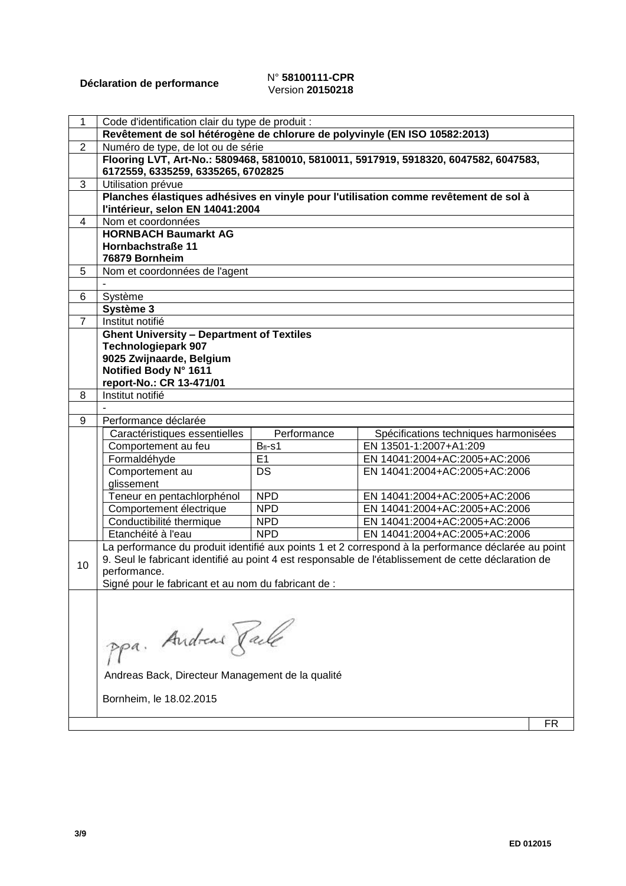**Déclaration de performance**

N° **58100111-CPR**
Version **20150218**

| 1 | Code d'identification clair du type de produit : |
|---|---|
| | **Revêtement de sol hétérogène de chlorure de polyvinyle (EN ISO 10582:2013)** |
| 2 | Numéro de type, de lot ou de série |
| | **Flooring LVT, Art-No.: 5809468, 5810010, 5810011, 5917919, 5918320, 6047582, 6047583, 6172559, 6335259, 6335265, 6702825** |
| 3 | Utilisation prévue |
| | **Planches élastiques adhésives en vinyle pour l'utilisation comme revêtement de sol à l'intérieur, selon EN 14041:2004** |
| 4 | Nom et coordonnées |
| | **HORNBACH Baumarkt AG**<br>**Hornbachstraße 11**<br>**76879 Bornheim** |
| 5 | Nom et coordonnées de l'agent |
| | - |
| 6 | Système |
| | **Système 3** |
| 7 | Institut notifié |
| | **Ghent University – Department of Textiles**<br>**Technologiepark 907**<br>**9025 Zwijnaarde, Belgium**<br>**Notified Body N° 1611**<br>**report-No.: CR 13-471/01** |
| 8 | Institut notifié |
| | - |
| 9 | Performance déclarée |

| Caractéristiques essentielles | Performance | Spécifications techniques harmonisées |
|---|---|---|
| Comportement au feu | $B_{fl}$-s1 | EN 13501-1:2007+A1:209 |
| Formaldéhyde | E1 | EN 14041:2004+AC:2005+AC:2006 |
| Comportement au glissement | DS | EN 14041:2004+AC:2005+AC:2006 |
| Teneur en pentachlorphénol | NPD | EN 14041:2004+AC:2005+AC:2006 |
| Comportement électrique | NPD | EN 14041:2004+AC:2005+AC:2006 |
| Conductibilité thermique | NPD | EN 14041:2004+AC:2005+AC:2006 |
| Etanchéité à l'eau | NPD | EN 14041:2004+AC:2005+AC:2006 |

**10** La performance du produit identifié aux points 1 et 2 correspond à la performance déclarée au point 9. Seul le fabricant identifié au point 4 est responsable de l'établissement de cette déclaration de performance.
Signé pour le fabricant et au nom du fabricant de :

ppa. Andreas Back

Andreas Back, Directeur Management de la qualité

Bornheim, le 18.02.2015

FR

ED 012015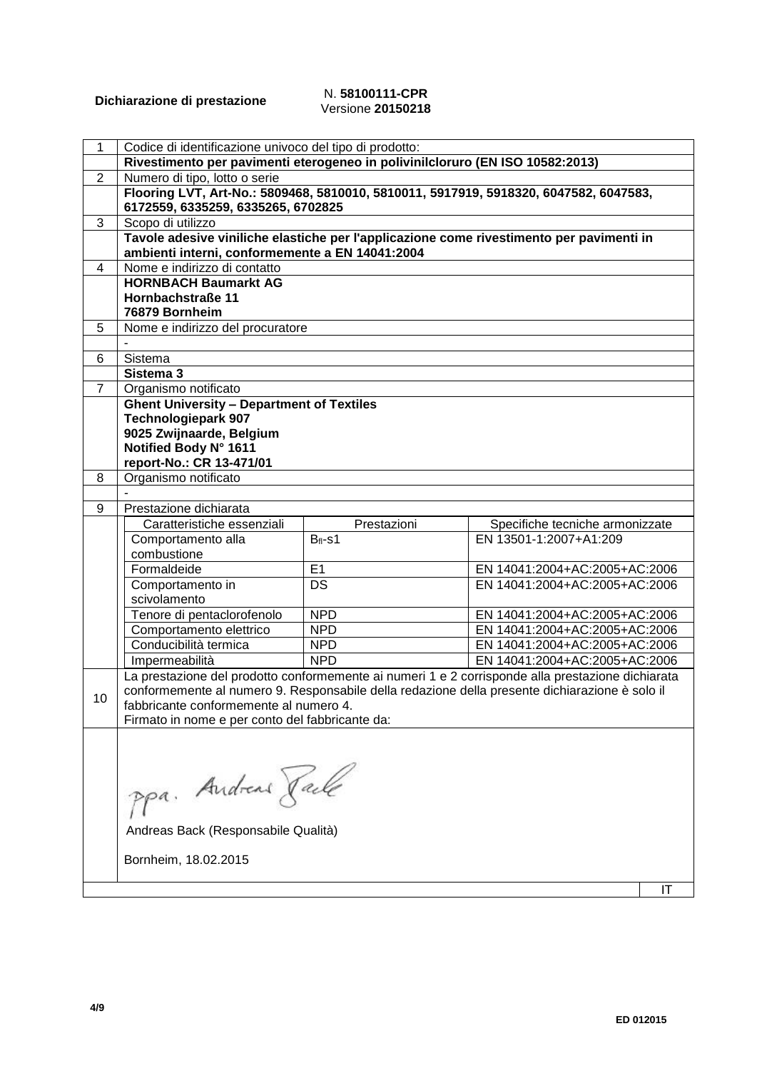**Dichiarazione di prestazione**

N. **58100111-CPR**
Versione **20150218**

| | |
|---|---|
| 1 | Codice di identificazione univoco del tipo di prodotto: |
| | **Rivestimento per pavimenti eterogeneo in polivinilcloruro (EN ISO 10582:2013)** |
| 2 | Numero di tipo, lotto o serie |
| | **Flooring LVT, Art-No.: 5809468, 5810010, 5810011, 5917919, 5918320, 6047582, 6047583, 6172559, 6335259, 6335265, 6702825** |
| 3 | Scopo di utilizzo |
| | **Tavole adesive viniliche elastiche per l'applicazione come rivestimento per pavimenti in ambienti interni, conformemente a EN 14041:2004** |
| 4 | Nome e indirizzo di contatto |
| | **HORNBACH Baumarkt AG**<br>**Hornbachstraße 11**<br>**76879 Bornheim** |
| 5 | Nome e indirizzo del procuratore |
| | - |
| 6 | Sistema |
| | **Sistema 3** |
| 7 | Organismo notificato |
| | **Ghent University – Department of Textiles**<br>**Technologiepark 907**<br>**9025 Zwijnaarde, Belgium**<br>**Notified Body N° 1611**<br>**report-No.: CR 13-471/01** |
| 8 | Organismo notificato |
| | - |
| 9 | Prestazione dichiarata |

| Caratteristiche essenziali | Prestazioni | Specifiche tecniche armonizzate |
|---|---|---|
| Comportamento alla combustione | $B_{fl}$-s1 | EN 13501-1:2007+A1:209 |
| Formaldeide | E1 | EN 14041:2004+AC:2005+AC:2006 |
| Comportamento in scivolamento | DS | EN 14041:2004+AC:2005+AC:2006 |
| Tenore di pentaclorofenolo | NPD | EN 14041:2004+AC:2005+AC:2006 |
| Comportamento elettrico | NPD | EN 14041:2004+AC:2005+AC:2006 |
| Conducibilità termica | NPD | EN 14041:2004+AC:2005+AC:2006 |
| Impermeabilità | NPD | EN 14041:2004+AC:2005+AC:2006 |

10 La prestazione del prodotto conformemente ai numeri 1 e 2 corrisponde alla prestazione dichiarata conformemente al numero 9. Responsabile della redazione della presente dichiarazione è solo il fabbricante conformemente al numero 4.
Firmato in nome e per conto del fabbricante da:

ppa. Andreas Back

Andreas Back (Responsabile Qualità)

Bornheim, 18.02.2015

IT

ED 012015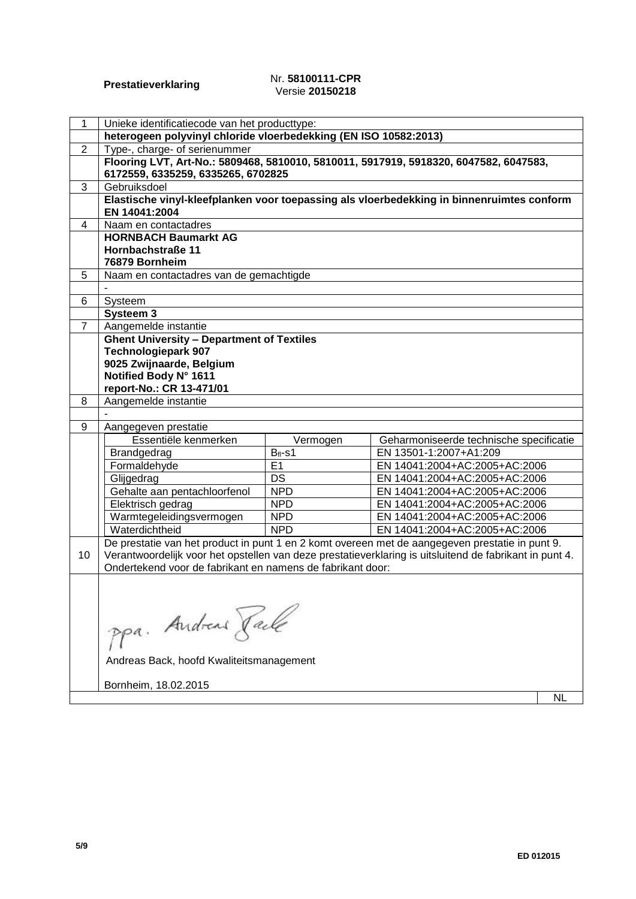**Prestatieverklaring**

Nr. **58100111-CPR**
Versie **20150218**

| | |
|---|---|
| 1 | Unieke identificatiecode van het producttype: |
| | **heterogeen polyvinyl chloride vloerbedekking (EN ISO 10582:2013)** |
| 2 | Type-, charge- of serienummer |
| | **Flooring LVT, Art-No.: 5809468, 5810010, 5810011, 5917919, 5918320, 6047582, 6047583, 6172559, 6335259, 6335265, 6702825** |
| 3 | Gebruiksdoel |
| | **Elastische vinyl-kleefplanken voor toepassing als vloerbedekking in binnenruimtes conform EN 14041:2004** |
| 4 | Naam en contactadres |
| | **HORNBACH Baumarkt AG**<br>**Hornbachstraße 11**<br>**76879 Bornheim** |
| 5 | Naam en contactadres van de gemachtigde |
| | - |
| 6 | Systeem |
| | **Systeem 3** |
| 7 | Aangemelde instantie |
| | **Ghent University – Department of Textiles**<br>**Technologiepark 907**<br>**9025 Zwijnaarde, Belgium**<br>**Notified Body N° 1611**<br>**report-No.: CR 13-471/01** |
| 8 | Aangemelde instantie |
| | - |
| 9 | Aangegeven prestatie |

| Essentiële kenmerken | Vermogen | Geharmoniseerde technische specificatie |
|---|---|---|
| Brandgedrag | $B_{fl}$-s1 | EN 13501-1:2007+A1:209 |
| Formaldehyde | E1 | EN 14041:2004+AC:2005+AC:2006 |
| Glijgedrag | DS | EN 14041:2004+AC:2005+AC:2006 |
| Gehalte aan pentachloorfenol | NPD | EN 14041:2004+AC:2005+AC:2006 |
| Elektrisch gedrag | NPD | EN 14041:2004+AC:2005+AC:2006 |
| Warmtegeleidingsvermogen | NPD | EN 14041:2004+AC:2005+AC:2006 |
| Waterdichtheid | NPD | EN 14041:2004+AC:2005+AC:2006 |

10 De prestatie van het product in punt 1 en 2 komt overeen met de aangegeven prestatie in punt 9. Verantwoordelijk voor het opstellen van deze prestatieverklaring is uitsluitend de fabrikant in punt 4. Ondertekend voor de fabrikant en namens de fabrikant door:

ppa. Andreas Back

Andreas Back, hoofd Kwaliteitsmanagement

Bornheim, 18.02.2015

NL

ED 012015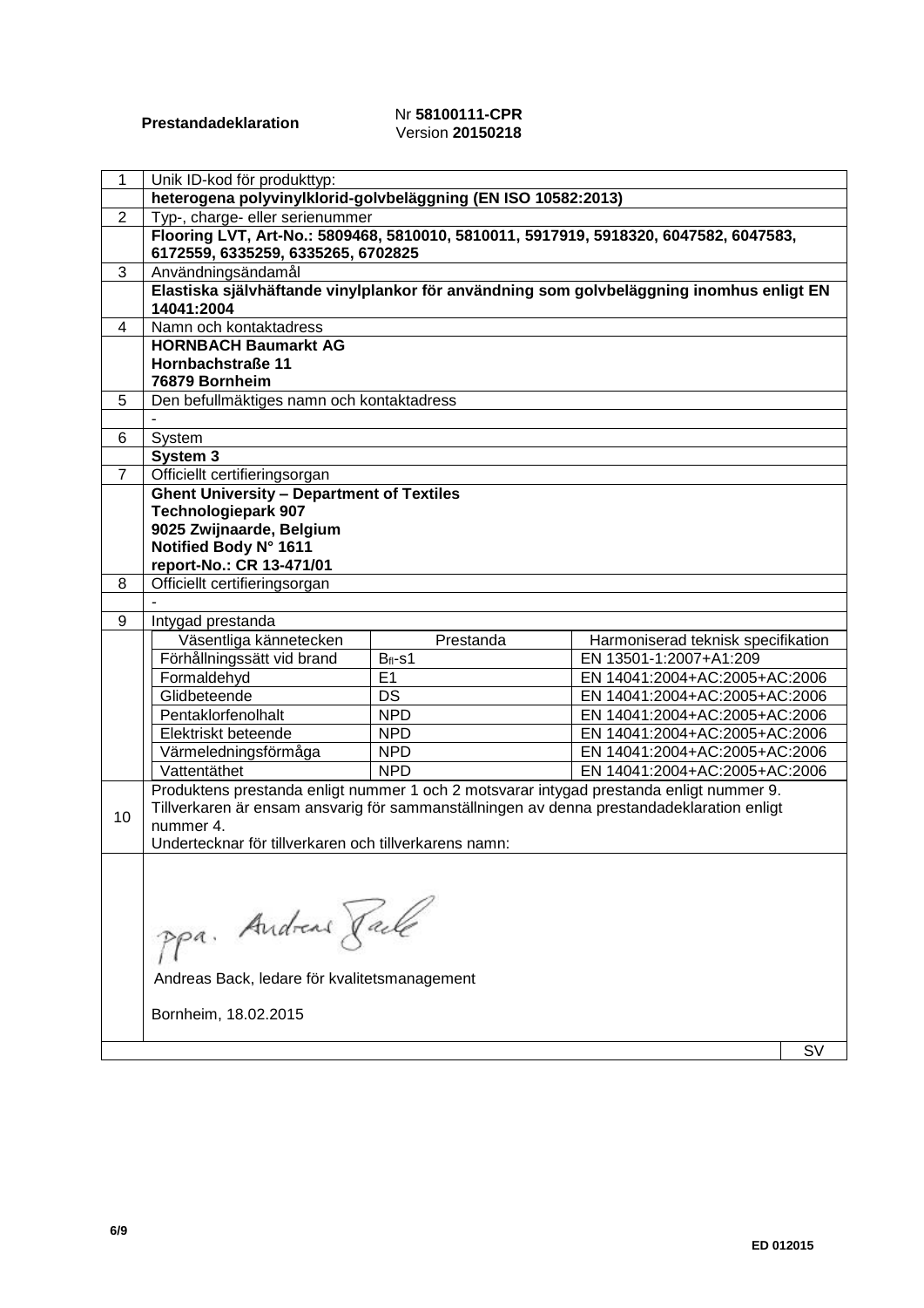**Prestandadeklaration**

Nr **58100111-CPR**
Version **20150218**

| | |
|---|---|
| 1 | Unik ID-kod för produkttyp: |
| | **heterogena polyvinylklorid-golvbeläggning (EN ISO 10582:2013)** |
| 2 | Typ-, charge- eller serienummer |
| | **Flooring LVT, Art-No.: 5809468, 5810010, 5810011, 5917919, 5918320, 6047582, 6047583, 6172559, 6335259, 6335265, 6702825** |
| 3 | Användningsändamål |
| | **Elastiska självhäftande vinylplankor för användning som golvbeläggning inomhus enligt EN 14041:2004** |
| 4 | Namn och kontaktadress |
| | **HORNBACH Baumarkt AG**<br>**Hornbachstraße 11**<br>**76879 Bornheim** |
| 5 | Den befullmäktiges namn och kontaktadress |
| | - |
| 6 | System |
| | **System 3** |
| 7 | Officiellt certifieringsorgan |
| | **Ghent University – Department of Textiles**<br>**Technologiepark 907**<br>**9025 Zwijnaarde, Belgium**<br>**Notified Body N° 1611**<br>**report-No.: CR 13-471/01** |
| 8 | Officiellt certifieringsorgan |
| | - |
| 9 | Intygad prestanda |

| Väsentliga kännetecken | Prestanda | Harmoniserad teknisk specifikation |
|---|---|---|
| Förhållningssätt vid brand | $B_{fl}$-s1 | EN 13501-1:2007+A1:209 |
| Formaldehyd | E1 | EN 14041:2004+AC:2005+AC:2006 |
| Glidbeteende | DS | EN 14041:2004+AC:2005+AC:2006 |
| Pentaklorfenolhalt | NPD | EN 14041:2004+AC:2005+AC:2006 |
| Elektriskt beteende | NPD | EN 14041:2004+AC:2005+AC:2006 |
| Värmeledningsförmåga | NPD | EN 14041:2004+AC:2005+AC:2006 |
| Vattentäthet | NPD | EN 14041:2004+AC:2005+AC:2006 |

10 Produktens prestanda enligt nummer 1 och 2 motsvarar intygad prestanda enligt nummer 9.
Tillverkaren är ensam ansvarig för sammanställningen av denna prestandadeklaration enligt nummer 4.
Undertecknar för tillverkaren och tillverkarens namn:

ppa. Andreas Back

Andreas Back, ledare för kvalitetsmanagement

Bornheim, 18.02.2015

SV

ED 012015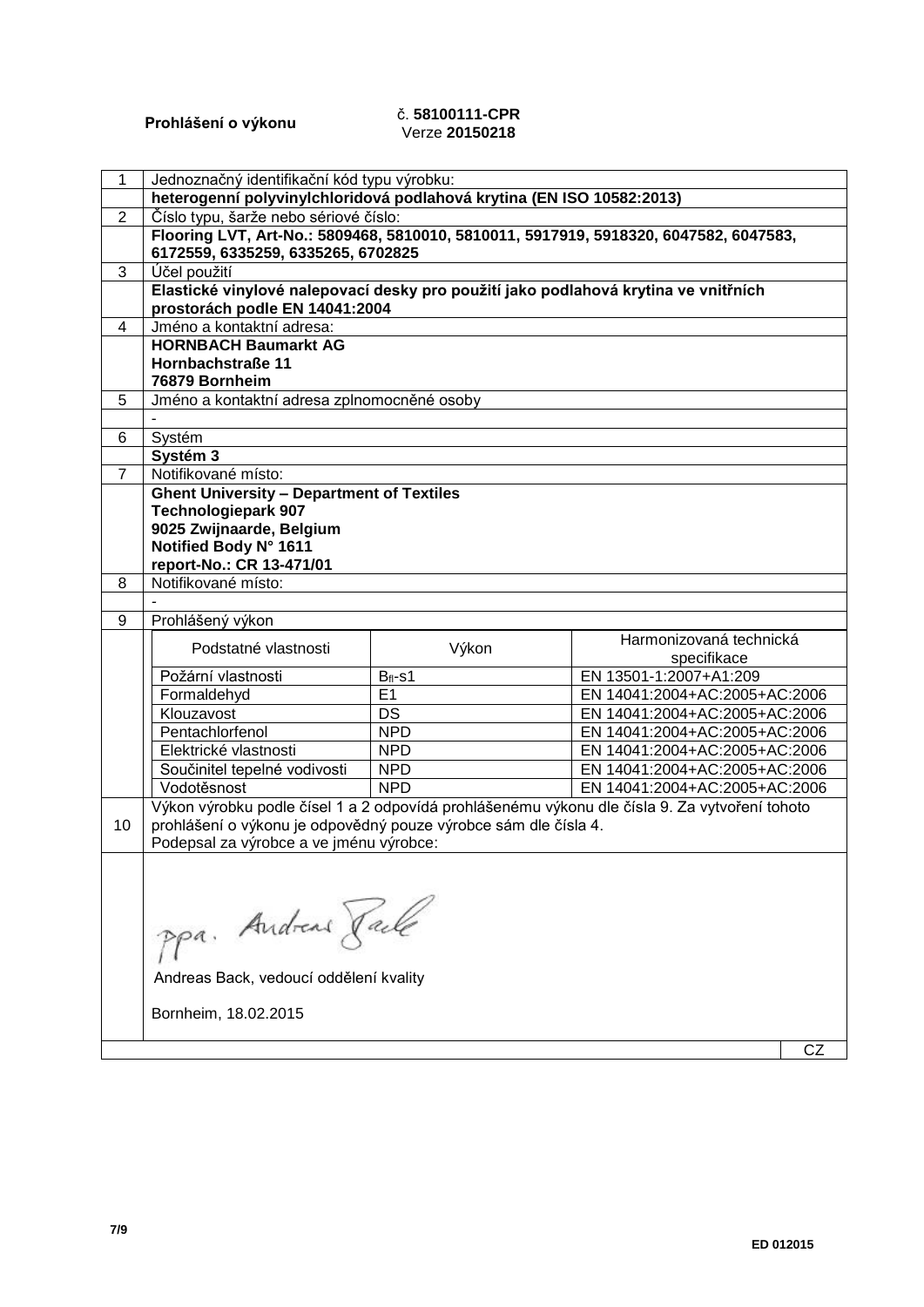**Prohlášení o výkonu** č. **58100111-CPR**
Verze **20150218**

| | |
|---|---|
| 1 | Jednoznačný identifikační kód typu výrobku: |
| | **heterogenní polyvinylchloridová podlahová krytina (EN ISO 10582:2013)** |
| 2 | Číslo typu, šarže nebo sériové číslo: |
| | **Flooring LVT, Art-No.: 5809468, 5810010, 5810011, 5917919, 5918320, 6047582, 6047583, 6172559, 6335259, 6335265, 6702825** |
| 3 | Účel použití |
| | **Elastické vinylové nalepovací desky pro použití jako podlahová krytina ve vnitřních prostorách podle EN 14041:2004** |
| 4 | Jméno a kontaktní adresa: |
| | **HORNBACH Baumarkt AG**<br>**Hornbachstraße 11**<br>**76879 Bornheim** |
| 5 | Jméno a kontaktní adresa zplnomocněné osoby |
| | - |
| 6 | Systém |
| | **Systém 3** |
| 7 | Notifikované místo: |
| | **Ghent University – Department of Textiles**<br>**Technologiepark 907**<br>**9025 Zwijnaarde, Belgium**<br>**Notified Body N° 1611**<br>**report-No.: CR 13-471/01** |
| 8 | Notifikované místo: |
| | - |
| 9 | Prohlášený výkon |

| Podstatné vlastnosti | Výkon | Harmonizovaná technická specifikace |
|---|---|---|
| Požární vlastnosti | $B_{fl}$-s1 | EN 13501-1:2007+A1:209 |
| Formaldehyd | E1 | EN 14041:2004+AC:2005+AC:2006 |
| Klouzavost | DS | EN 14041:2004+AC:2005+AC:2006 |
| Pentachlorfenol | NPD | EN 14041:2004+AC:2005+AC:2006 |
| Elektrické vlastnosti | NPD | EN 14041:2004+AC:2005+AC:2006 |
| Součinitel tepelné vodivosti | NPD | EN 14041:2004+AC:2005+AC:2006 |
| Vodotěsnost | NPD | EN 14041:2004+AC:2005+AC:2006 |

10 Výkon výrobku podle čísel 1 a 2 odpovídá prohlášenému výkonu dle čísla 9. Za vytvoření tohoto prohlášení o výkonu je odpovědný pouze výrobce sám dle čísla 4.
Podepsal za výrobce a ve jménu výrobce:

ppa. Andreas Back

Andreas Back, vedoucí oddělení kvality

Bornheim, 18.02.2015

CZ

ED 012015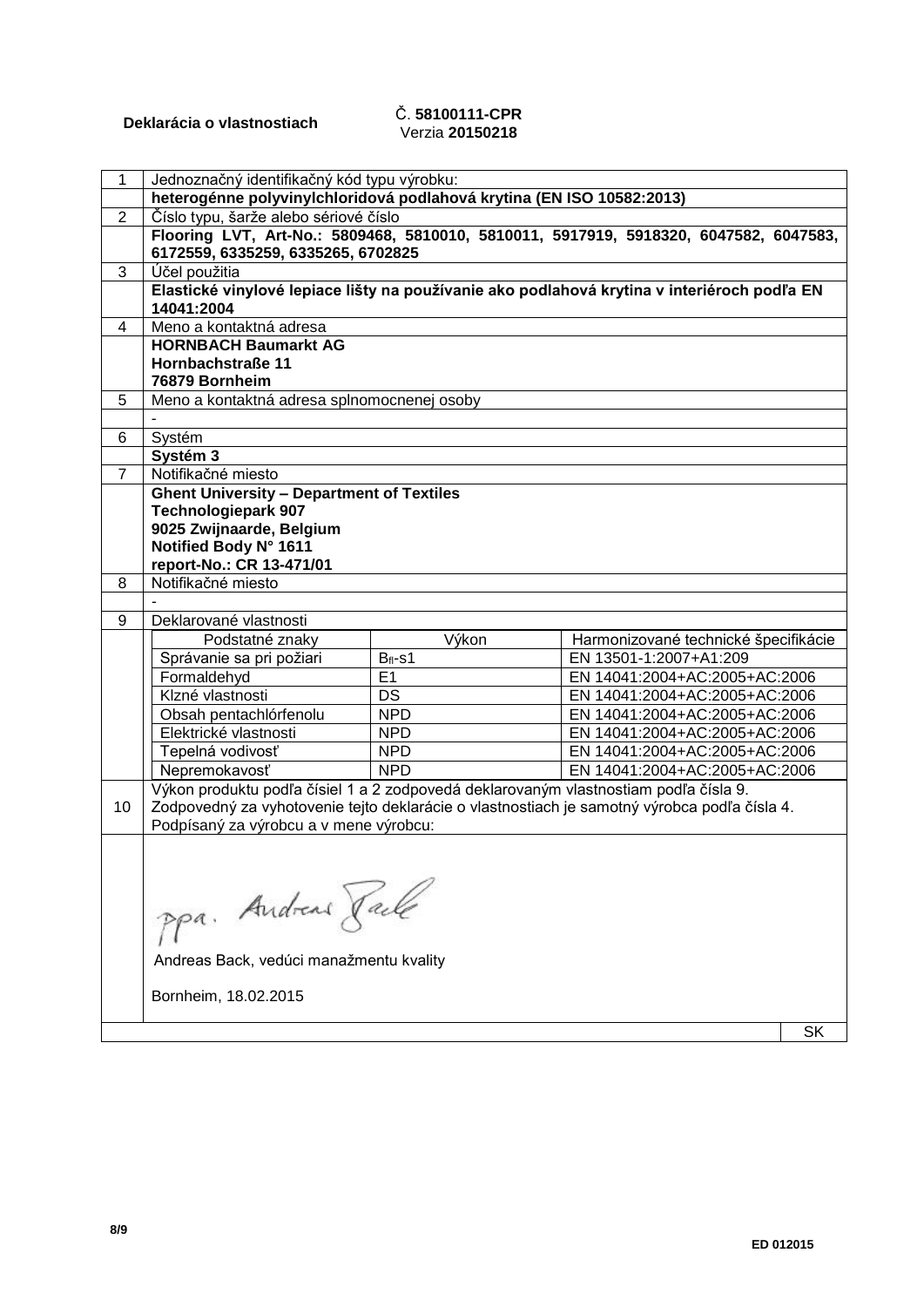**Deklarácia o vlastnostiach**

Č. **58100111-CPR**
Verzia **20150218**

| 1 | Jednoznačný identifikačný kód typu výrobku: |
|---|---|
| | **heterogénne polyvinylchloridová podlahová krytina (EN ISO 10582:2013)** |
| 2 | Číslo typu, šarže alebo sériové číslo |
| | **Flooring LVT, Art-No.: 5809468, 5810010, 5810011, 5917919, 5918320, 6047582, 6047583, 6172559, 6335259, 6335265, 6702825** |
| 3 | Účel použitia |
| | **Elastické vinylové lepiace lišty na používanie ako podlahová krytina v interiéroch podľa EN 14041:2004** |
| 4 | Meno a kontaktná adresa |
| | **HORNBACH Baumarkt AG**<br>**Hornbachstraße 11**<br>**76879 Bornheim** |
| 5 | Meno a kontaktná adresa splnomocnenej osoby |
| | - |
| 6 | Systém |
| | **Systém 3** |
| 7 | Notifikačné miesto |
| | **Ghent University – Department of Textiles**<br>**Technologiepark 907**<br>**9025 Zwijnaarde, Belgium**<br>**Notified Body N° 1611**<br>**report-No.: CR 13-471/01** |
| 8 | Notifikačné miesto |
| | - |
| 9 | Deklarované vlastnosti |

| Podstatné znaky | Výkon | Harmonizované technické špecifikácie |
|---|---|---|
| Správanie sa pri požiari | $B_{fl}$-s1 | EN 13501-1:2007+A1:209 |
| Formaldehyd | E1 | EN 14041:2004+AC:2005+AC:2006 |
| Klzné vlastnosti | DS | EN 14041:2004+AC:2005+AC:2006 |
| Obsah pentachlórfenolu | NPD | EN 14041:2004+AC:2005+AC:2006 |
| Elektrické vlastnosti | NPD | EN 14041:2004+AC:2005+AC:2006 |
| Tepelná vodivosť | NPD | EN 14041:2004+AC:2005+AC:2006 |
| Nepremokavosť | NPD | EN 14041:2004+AC:2005+AC:2006 |

10 Výkon produktu podľa čísiel 1 a 2 zodpovedá deklarovaným vlastnostiam podľa čísla 9.
Zodpovedný za vyhotovenie tejto deklarácie o vlastnostiach je samotný výrobca podľa čísla 4.
Podpísaný za výrobcu a v mene výrobcu:

ppa. Andreas Back

Andreas Back, vedúci manažmentu kvality

Bornheim, 18.02.2015

SK

ED 012015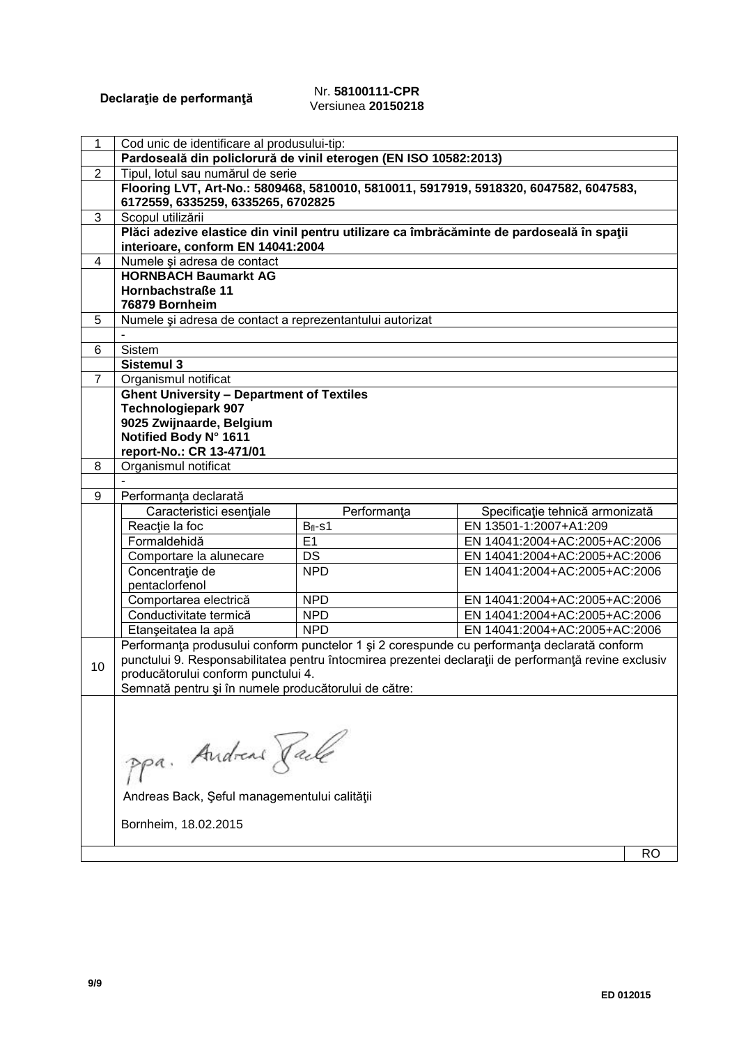**Declaraţie de performanţă**

Nr. **58100111-CPR**
Versiunea **20150218**

| | |
|---|---|
| 1 | Cod unic de identificare al produsului-tip: |
| | **Pardoseală din policlorură de vinil eterogen (EN ISO 10582:2013)** |
| 2 | Tipul, lotul sau numărul de serie |
| | **Flooring LVT, Art-No.: 5809468, 5810010, 5810011, 5917919, 5918320, 6047582, 6047583, 6172559, 6335259, 6335265, 6702825** |
| 3 | Scopul utilizării |
| | **Plăci adezive elastice din vinil pentru utilizare ca îmbrăcăminte de pardoseală în spaţii interioare, conform EN 14041:2004** |
| 4 | Numele şi adresa de contact |
| | **HORNBACH Baumarkt AG**<br>**Hornbachstraße 11**<br>**76879 Bornheim** |
| 5 | Numele şi adresa de contact a reprezentantului autorizat |
| | - |
| 6 | Sistem |
| | **Sistemul 3** |
| 7 | Organismul notificat |
| | **Ghent University – Department of Textiles**<br>**Technologiepark 907**<br>**9025 Zwijnaarde, Belgium**<br>**Notified Body N° 1611**<br>**report-No.: CR 13-471/01** |
| 8 | Organismul notificat |
| | - |
| 9 | Performanţa declarată |

| Caracteristici esenţiale | Performanţa | Specificaţie tehnică armonizată |
|---|---|---|
| Reacţie la foc | $B_{fl}$-s1 | EN 13501-1:2007+A1:209 |
| Formaldehidă | E1 | EN 14041:2004+AC:2005+AC:2006 |
| Comportare la alunecare | DS | EN 14041:2004+AC:2005+AC:2006 |
| Concentraţie de pentaclorfenol | NPD | EN 14041:2004+AC:2005+AC:2006 |
| Comportarea electrică | NPD | EN 14041:2004+AC:2005+AC:2006 |
| Conductivitate termică | NPD | EN 14041:2004+AC:2005+AC:2006 |
| Etanşeitatea la apă | NPD | EN 14041:2004+AC:2005+AC:2006 |

10. Performanţa produsului conform punctelor 1 şi 2 corespunde cu performanţa declarată conform punctului 9. Responsabilitatea pentru întocmirea prezentei declaraţii de performanţă revine exclusiv producătorului conform punctului 4.
Semnată pentru şi în numele producătorului de către:

ppa. Andreas Back

Andreas Back, Şeful managementului calităţii

Bornheim, 18.02.2015

RO

ED 012015